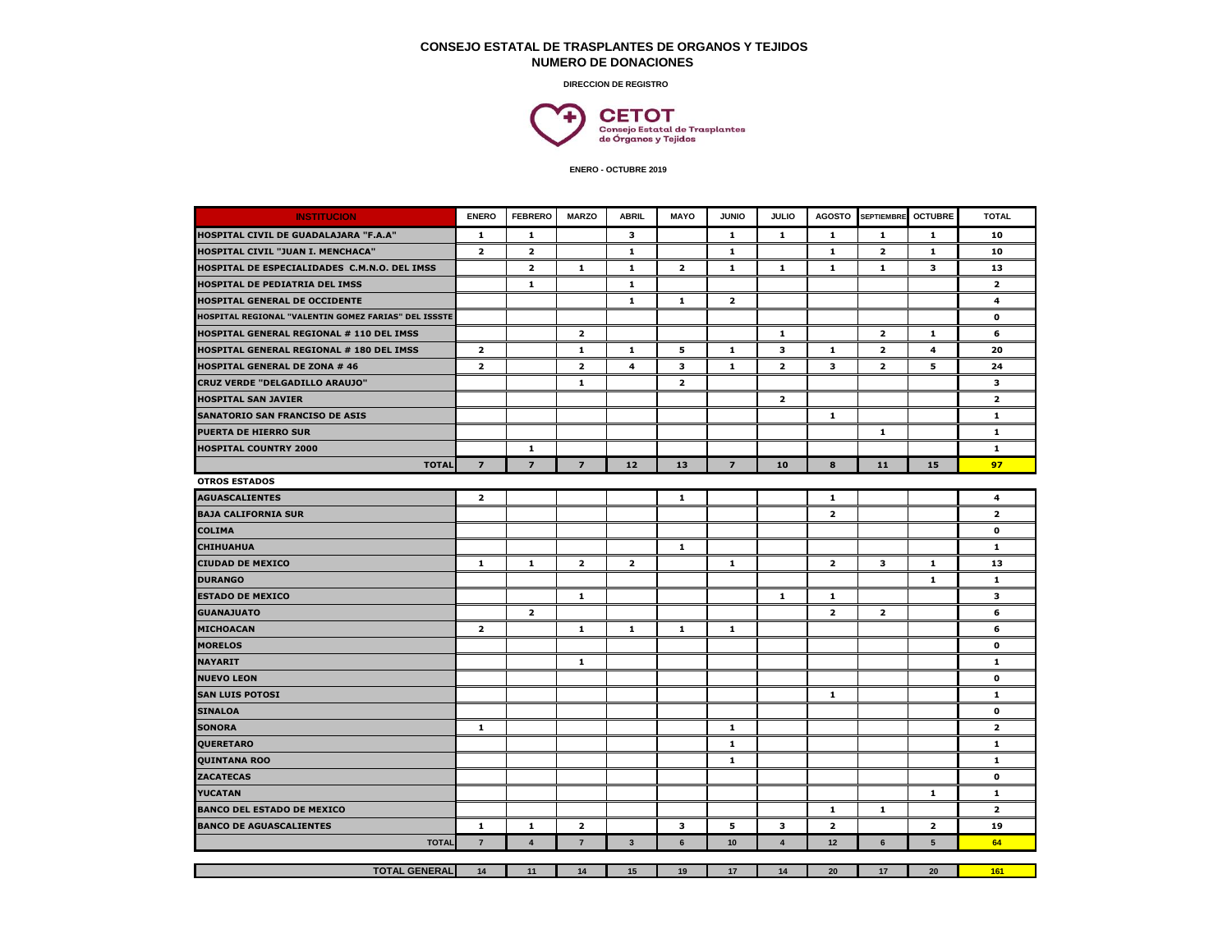# CONSEJO ESTATAL DE TRASPLANTES DE ORGANOS Y TEJIDOS
## NUMERO DE DONACIONES

**DIRECCION DE REGISTRO**

**CETOT**
Consejo Estatal de Trasplantes de Órganos y Tejidos

**ENERO - OCTUBRE 2019**

| INSTITUCION | ENERO | FEBRERO | MARZO | ABRIL | MAYO | JUNIO | JULIO | AGOSTO | SEPTIEMBRE | OCTUBRE | TOTAL |
|---|---|---|---|---|---|---|---|---|---|---|---|
| HOSPITAL CIVIL DE GUADALAJARA "F.A.A" | 1 | 1 | | 3 | | 1 | 1 | 1 | 1 | 1 | 10 |
| HOSPITAL CIVIL "JUAN I. MENCHACA" | 2 | 2 | | 1 | | 1 | | 1 | 2 | 1 | 10 |
| HOSPITAL DE ESPECIALIDADES C.M.N.O. DEL IMSS | | 2 | 1 | 1 | 2 | 1 | 1 | 1 | 1 | 3 | 13 |
| HOSPITAL DE PEDIATRIA DEL IMSS | | 1 | | 1 | | | | | | | 2 |
| HOSPITAL GENERAL DE OCCIDENTE | | | | 1 | 1 | 2 | | | | | 4 |
| HOSPITAL REGIONAL "VALENTIN GOMEZ FARIAS" DEL ISSSTE | | | | | | | | | | | 0 |
| HOSPITAL GENERAL REGIONAL # 110 DEL IMSS | | | 2 | | | | 1 | | 2 | 1 | 6 |
| HOSPITAL GENERAL REGIONAL # 180 DEL IMSS | 2 | | 1 | 1 | 5 | 1 | 3 | 1 | 2 | 4 | 20 |
| HOSPITAL GENERAL DE ZONA # 46 | 2 | | 2 | 4 | 3 | 1 | 2 | 3 | 2 | 5 | 24 |
| CRUZ VERDE "DELGADILLO ARAUJO" | | | 1 | | 2 | | | | | | 3 |
| HOSPITAL SAN JAVIER | | | | | | | 2 | | | | 2 |
| SANATORIO SAN FRANCISO DE ASIS | | | | | | | | 1 | | | 1 |
| PUERTA DE HIERRO SUR | | | | | | | | | 1 | | 1 |
| HOSPITAL COUNTRY 2000 | | 1 | | | | | | | | | 1 |
| **TOTAL** | 7 | 7 | 7 | 12 | 13 | 7 | 10 | 8 | 11 | 15 | 97 |
| **OTROS ESTADOS** | | | | | | | | | | | |
| AGUASCALIENTES | 2 | | | | 1 | | | 1 | | | 4 |
| BAJA CALIFORNIA SUR | | | | | | | | 2 | | | 2 |
| COLIMA | | | | | | | | | | | 0 |
| CHIHUAHUA | | | | | 1 | | | | | | 1 |
| CIUDAD DE MEXICO | 1 | 1 | 2 | 2 | | 1 | | 2 | 3 | 1 | 13 |
| DURANGO | | | | | | | | | | 1 | 1 |
| ESTADO DE MEXICO | | | 1 | | | | 1 | 1 | | | 3 |
| GUANAJUATO | | 2 | | | | | | 2 | 2 | | 6 |
| MICHOACAN | 2 | | 1 | 1 | 1 | 1 | | | | | 6 |
| MORELOS | | | | | | | | | | | 0 |
| NAYARIT | | | 1 | | | | | | | | 1 |
| NUEVO LEON | | | | | | | | | | | 0 |
| SAN LUIS POTOSI | | | | | | | | 1 | | | 1 |
| SINALOA | | | | | | | | | | | 0 |
| SONORA | 1 | | | | | 1 | | | | | 2 |
| QUERETARO | | | | | | 1 | | | | | 1 |
| QUINTANA ROO | | | | | | 1 | | | | | 1 |
| ZACATECAS | | | | | | | | | | | 0 |
| YUCATAN | | | | | | | | | | 1 | 1 |
| BANCO DEL ESTADO DE MEXICO | | | | | | | | 1 | 1 | | 2 |
| BANCO DE AGUASCALIENTES | 1 | 1 | 2 | | 3 | 5 | 3 | 2 | | 2 | 19 |
| **TOTAL** | 7 | 4 | 7 | 3 | 6 | 10 | 4 | 12 | 6 | 5 | 64 |
| **TOTAL GENERAL** | 14 | 11 | 14 | 15 | 19 | 17 | 14 | 20 | 17 | 20 | 161 |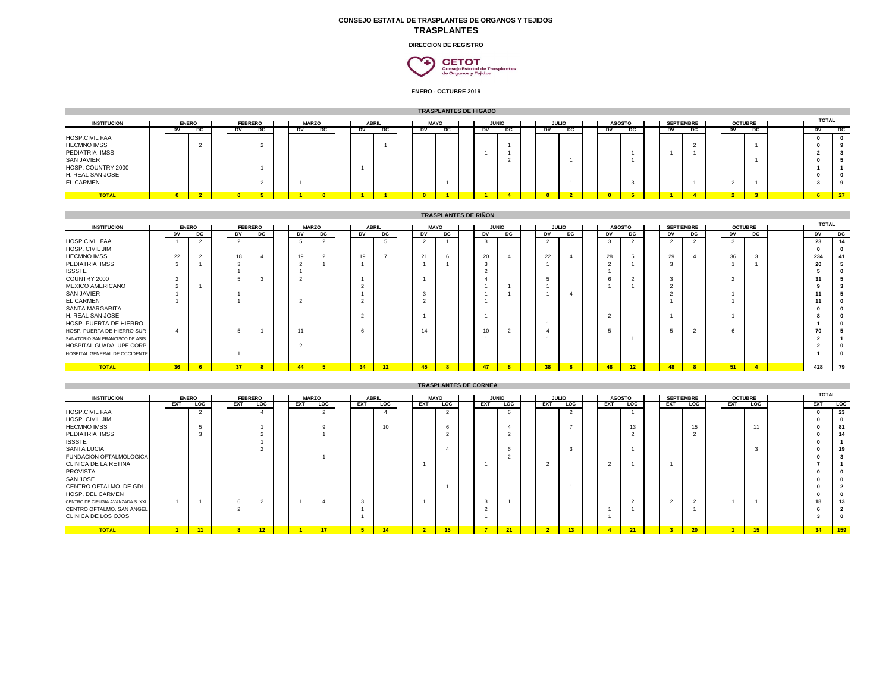**CONSEJO ESTATAL DE TRASPLANTES DE ORGANOS Y TEJIDOS**

# TRASPLANTES

**DIRECCION DE REGISTRO**

**CETOT**
Consejo Estatal de Trasplantes de Órganos y Tejidos

**ENERO - OCTUBRE 2019**

## TRASPLANTES DE HIGADO

| INSTITUCION | ENERO | | FEBRERO | | MARZO | | ABRIL | | MAYO | | JUNIO | | JULIO | | AGOSTO | | SEPTIEMBRE | | OCTUBRE | | TOTAL | |
|---|---|---|---|---|---|---|---|---|---|---|---|---|---|---|---|---|---|---|---|---|---|---|
| | DV | DC | DV | DC | DV | DC | DV | DC | DV | DC | DV | DC | DV | DC | DV | DC | DV | DC | DV | DC | DV | DC |
| HOSP.CIVIL FAA | | | | | | | | | | | | | | | | | | | | | **0** | **0** |
| HECMNO IMSS | | 2 | | 2 | | | | 1 | | | | 1 | | | | | | 2 | | 1 | **0** | **9** |
| PEDIATRIA IMSS | | | | | | | | | | | 1 | 1 | | | | 1 | 1 | 1 | | | **2** | **3** |
| SAN JAVIER | | | | | | | | | | | | 2 | | 1 | | 1 | | | | 1 | **0** | **5** |
| HOSP. COUNTRY 2000 | | | | 1 | | | 1 | | | | | | | | | | | | | | **1** | **1** |
| H. REAL SAN JOSE | | | | | | | | | | | | | | | | | | | | | **0** | **0** |
| EL CARMEN | | | | 2 | 1 | | | | | 1 | | | | 1 | | 3 | | 1 | 2 | 1 | **3** | **9** |
| **TOTAL** | **0** | **2** | **0** | **5** | **1** | **0** | **1** | **1** | **0** | **1** | **1** | **4** | **0** | **2** | **0** | **5** | **1** | **4** | **2** | **3** | **6** | **27** |

## TRASPLANTES DE RIÑON

| INSTITUCION | ENERO | | FEBRERO | | MARZO | | ABRIL | | MAYO | | JUNIO | | JULIO | | AGOSTO | | SEPTIEMBRE | | OCTUBRE | | TOTAL | |
|---|---|---|---|---|---|---|---|---|---|---|---|---|---|---|---|---|---|---|---|---|---|---|
| | DV | DC | DV | DC | DV | DC | DV | DC | DV | DC | DV | DC | DV | DC | DV | DC | DV | DC | DV | DC | DV | DC |
| HOSP.CIVIL FAA | 1 | 2 | 2 | | 5 | 2 | | 5 | 2 | 1 | 3 | | 2 | | 3 | 2 | 2 | 2 | 3 | | **23** | **14** |
| HOSP. CIVIL JIM | | | | | | | | | | | | | | | | | | | | | **0** | **0** |
| HECMNO IMSS | 22 | 2 | 18 | 4 | 19 | 2 | 19 | 7 | 21 | 6 | 20 | 4 | 22 | 4 | 28 | 5 | 29 | 4 | 36 | 3 | **234** | **41** |
| PEDIATRIA IMSS | 3 | 1 | 3 | | 2 | 1 | 1 | | 1 | 1 | 3 | | 1 | | 2 | 1 | 3 | | 1 | 1 | **20** | **5** |
| ISSSTE | | | 1 | | 1 | | | | | | 2 | | | | 1 | | | | | | **5** | **0** |
| COUNTRY 2000 | 2 | | 5 | 3 | 2 | | 1 | | 1 | | 4 | | 5 | | 6 | 2 | 3 | | 2 | | **31** | **5** |
| MEXICO AMERICANO | 2 | 1 | | | | | 2 | | | | 1 | 1 | 1 | | 1 | 1 | 2 | | | | **9** | **3** |
| SAN JAVIER | 1 | | 1 | | | | 1 | | 3 | | 1 | 1 | 1 | 4 | | | 2 | | 1 | | **11** | **5** |
| EL CARMEN | 1 | | 1 | | 2 | | 2 | | 2 | | 1 | | | | | | 1 | | 1 | | **11** | **0** |
| SANTA MARGARITA | | | | | | | | | | | | | | | | | | | | | **0** | **0** |
| H. REAL SAN JOSE | | | | | | | 2 | | 1 | | 1 | | | | 2 | | 1 | | 1 | | **8** | **0** |
| HOSP. PUERTA DE HIERRO | | | | | | | | | | | | | 1 | | | | | | | | **1** | **0** |
| HOSP. PUERTA DE HIERRO SUR | 4 | | 5 | 1 | 11 | | 6 | | 14 | | 10 | 2 | 4 | | 5 | | 5 | 2 | 6 | | **70** | **5** |
| SANATORIO SAN FRANCISCO DE ASIS | | | | | | | | | | | 1 | | 1 | | | 1 | | | | | **2** | **1** |
| HOSPITAL GUADALUPE CORP. | | | | | 2 | | | | | | | | | | | | | | | | **2** | **0** |
| HOSPITAL GENERAL DE OCCIDENTE | | | 1 | | | | | | | | | | | | | | | | | | **1** | **0** |
| **TOTAL** | **36** | **6** | **37** | **8** | **44** | **5** | **34** | **12** | **45** | **8** | **47** | **8** | **38** | **8** | **48** | **12** | **48** | **8** | **51** | **4** | **428** | **79** |

## TRASPLANTES DE CORNEA

| INSTITUCION | ENERO | | FEBRERO | | MARZO | | ABRIL | | MAYO | | JUNIO | | JULIO | | AGOSTO | | SEPTIEMBRE | | OCTUBRE | | TOTAL | |
|---|---|---|---|---|---|---|---|---|---|---|---|---|---|---|---|---|---|---|---|---|---|---|
| | EXT | LOC | EXT | LOC | EXT | LOC | EXT | LOC | EXT | LOC | EXT | LOC | EXT | LOC | EXT | LOC | EXT | LOC | EXT | LOC | EXT | LOC |
| HOSP.CIVIL FAA | | 2 | | 4 | | 2 | | 4 | | 2 | | 6 | | 2 | | 1 | | | | | **0** | **23** |
| HOSP. CIVIL JIM | | | | | | | | | | | | | | | | | | | | | **0** | **0** |
| HECMNO IMSS | | 5 | | 1 | | 9 | | 10 | | 6 | | 4 | | 7 | | 13 | | 15 | | 11 | **0** | **81** |
| PEDIATRIA IMSS | | 3 | | 2 | | 1 | | | | 2 | | 2 | | | | 2 | | 2 | | | **0** | **14** |
| ISSSTE | | | | 1 | | | | | | | | | | | | | | | | | **0** | **1** |
| SANTA LUCIA | | | | 2 | | | | | | 4 | | 6 | | 3 | | 1 | | | | 3 | **0** | **19** |
| FUNDACION OFTALMOLOGICA | | | | | | 1 | | | | | | 2 | | | | | | | | | **0** | **3** |
| CLINICA DE LA RETINA | | | | | | | | | 1 | | 1 | | 2 | | 2 | 1 | 1 | | | | **7** | **1** |
| PROVISTA | | | | | | | | | | | | | | | | | | | | | **0** | **0** |
| SAN JOSE | | | | | | | | | | | | | | | | | | | | | **0** | **0** |
| CENTRO OFTALMO. DE GDL. | | | | | | | | | | 1 | | | | 1 | | | | | | | **0** | **2** |
| HOSP. DEL CARMEN | | | | | | | | | | | | | | | | | | | | | **0** | **0** |
| CENTRO DE CIRUGIA AVANZADA S. XXI | 1 | 1 | 6 | 2 | 1 | 4 | 3 | | 1 | | 3 | 1 | | | | 2 | 2 | 2 | 1 | 1 | **18** | **13** |
| CENTRO OFTALMO. SAN ANGEL | | | 2 | | | | 1 | | | | 2 | | | | 1 | 1 | | 1 | | | **6** | **2** |
| CLINICA DE LOS OJOS | | | | | | | 1 | | | | 1 | | | | 1 | | | | | | **3** | **0** |
| **TOTAL** | **1** | **11** | **8** | **12** | **1** | **17** | **5** | **14** | **2** | **15** | **7** | **21** | **2** | **13** | **4** | **21** | **3** | **20** | **1** | **15** | **34** | **159** |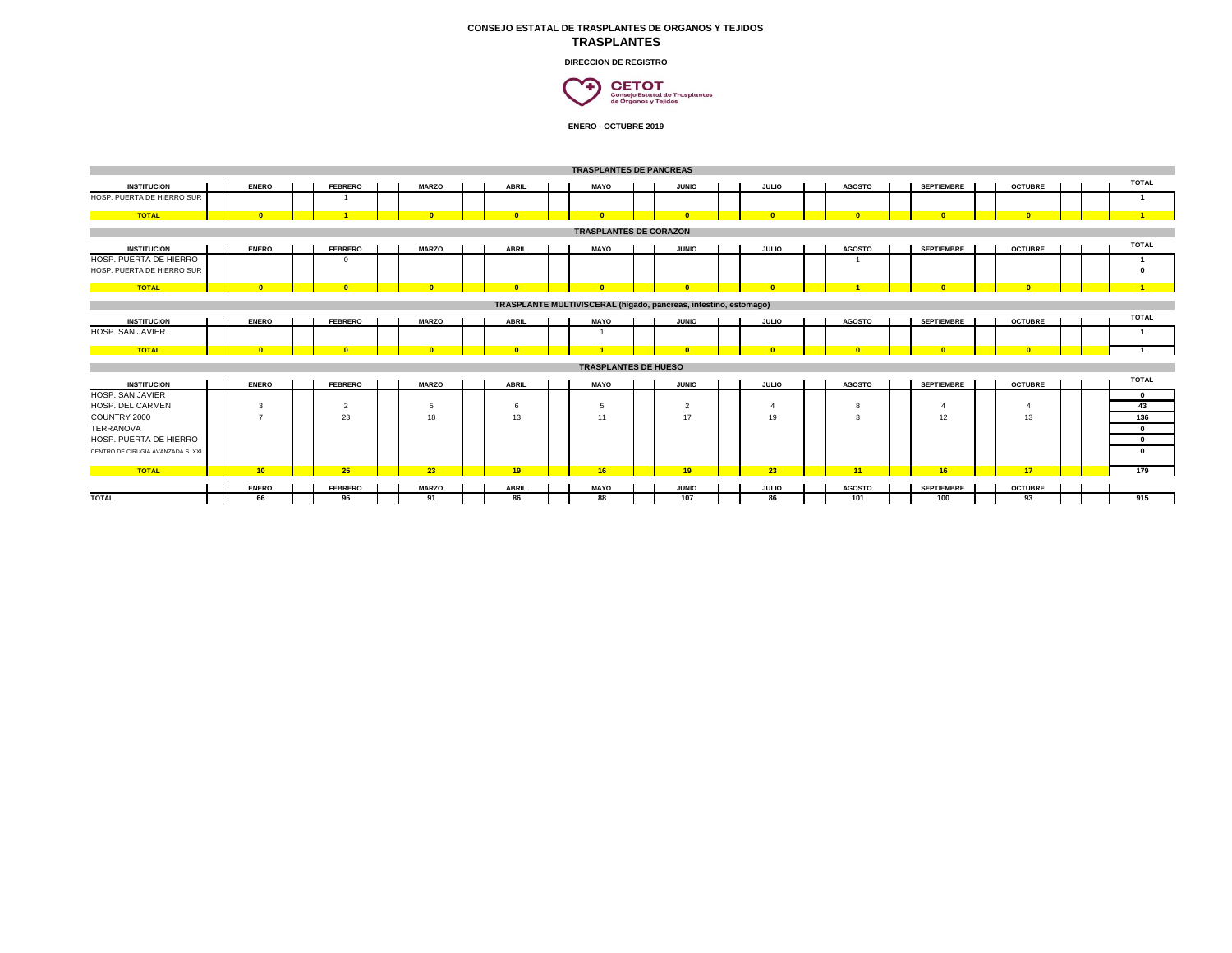**CONSEJO ESTATAL DE TRASPLANTES DE ORGANOS Y TEJIDOS**

# TRASPLANTES

**DIRECCION DE REGISTRO**

**CETOT**
Consejo Estatal de Trasplantes de Órganos y Tejidos

**ENERO - OCTUBRE 2019**

## TRASPLANTES DE PANCREAS

| INSTITUCION | ENERO | FEBRERO | MARZO | ABRIL | MAYO | JUNIO | JULIO | AGOSTO | SEPTIEMBRE | OCTUBRE | TOTAL |
|---|---|---|---|---|---|---|---|---|---|---|---|
| HOSP. PUERTA DE HIERRO SUR | | 1 | | | | | | | | | 1 |
| **TOTAL** | **0** | **1** | **0** | **0** | **0** | **0** | **0** | **0** | **0** | **0** | **1** |

## TRASPLANTES DE CORAZON

| INSTITUCION | ENERO | FEBRERO | MARZO | ABRIL | MAYO | JUNIO | JULIO | AGOSTO | SEPTIEMBRE | OCTUBRE | TOTAL |
|---|---|---|---|---|---|---|---|---|---|---|---|
| HOSP. PUERTA DE HIERRO | | 0 | | | | | | 1 | | | 1 |
| HOSP. PUERTA DE HIERRO SUR | | | | | | | | | | | 0 |
| **TOTAL** | **0** | **0** | **0** | **0** | **0** | **0** | **0** | **1** | **0** | **0** | **1** |

## TRASPLANTE MULTIVISCERAL (hígado, pancreas, intestino, estomago)

| INSTITUCION | ENERO | FEBRERO | MARZO | ABRIL | MAYO | JUNIO | JULIO | AGOSTO | SEPTIEMBRE | OCTUBRE | TOTAL |
|---|---|---|---|---|---|---|---|---|---|---|---|
| HOSP. SAN JAVIER | | | | | 1 | | | | | | 1 |
| **TOTAL** | **0** | **0** | **0** | **0** | **1** | **0** | **0** | **0** | **0** | **0** | **1** |

## TRASPLANTES DE HUESO

| INSTITUCION | ENERO | FEBRERO | MARZO | ABRIL | MAYO | JUNIO | JULIO | AGOSTO | SEPTIEMBRE | OCTUBRE | TOTAL |
|---|---|---|---|---|---|---|---|---|---|---|---|
| HOSP. SAN JAVIER | | | | | | | | | | | 0 |
| HOSP. DEL CARMEN | 3 | 2 | 5 | 6 | 5 | 2 | 4 | 8 | 4 | 4 | 43 |
| COUNTRY 2000 | 7 | 23 | 18 | 13 | 11 | 17 | 19 | 3 | 12 | 13 | 136 |
| TERRANOVA | | | | | | | | | | | 0 |
| HOSP. PUERTA DE HIERRO | | | | | | | | | | | 0 |
| CENTRO DE CIRUGIA AVANZADA S. XXI | | | | | | | | | | | 0 |
| **TOTAL** | **10** | **25** | **23** | **19** | **16** | **19** | **23** | **11** | **16** | **17** | **179** |

| | ENERO | FEBRERO | MARZO | ABRIL | MAYO | JUNIO | JULIO | AGOSTO | SEPTIEMBRE | OCTUBRE | |
|---|---|---|---|---|---|---|---|---|---|---|---|
| **TOTAL** | **66** | **96** | **91** | **86** | **88** | **107** | **86** | **101** | **100** | **93** | **915** |